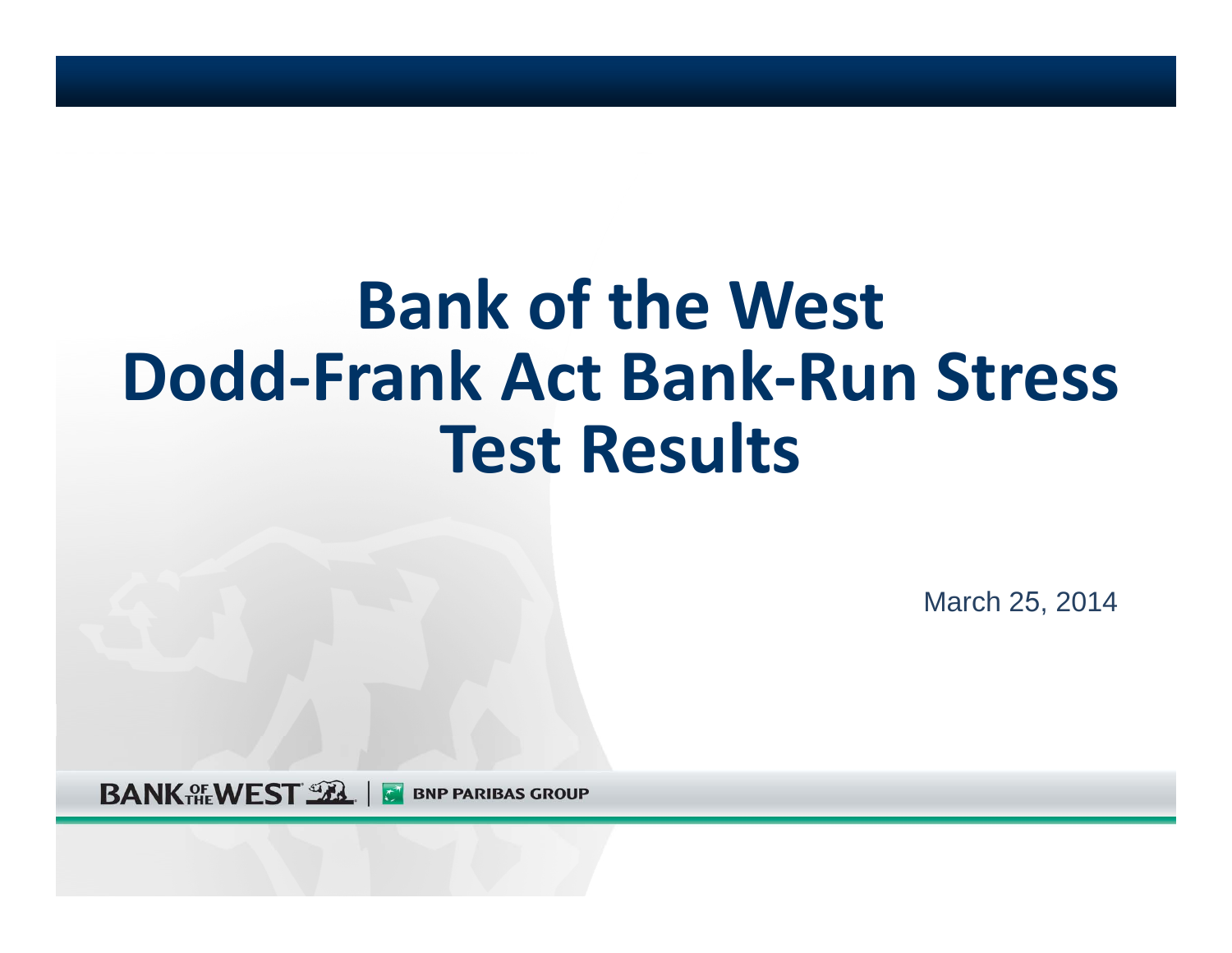# Bank of the West
# Dodd-Frank Act Bank-Run Stress Test Results

March 25, 2014

BANK OF THE WEST | BNP PARIBAS GROUP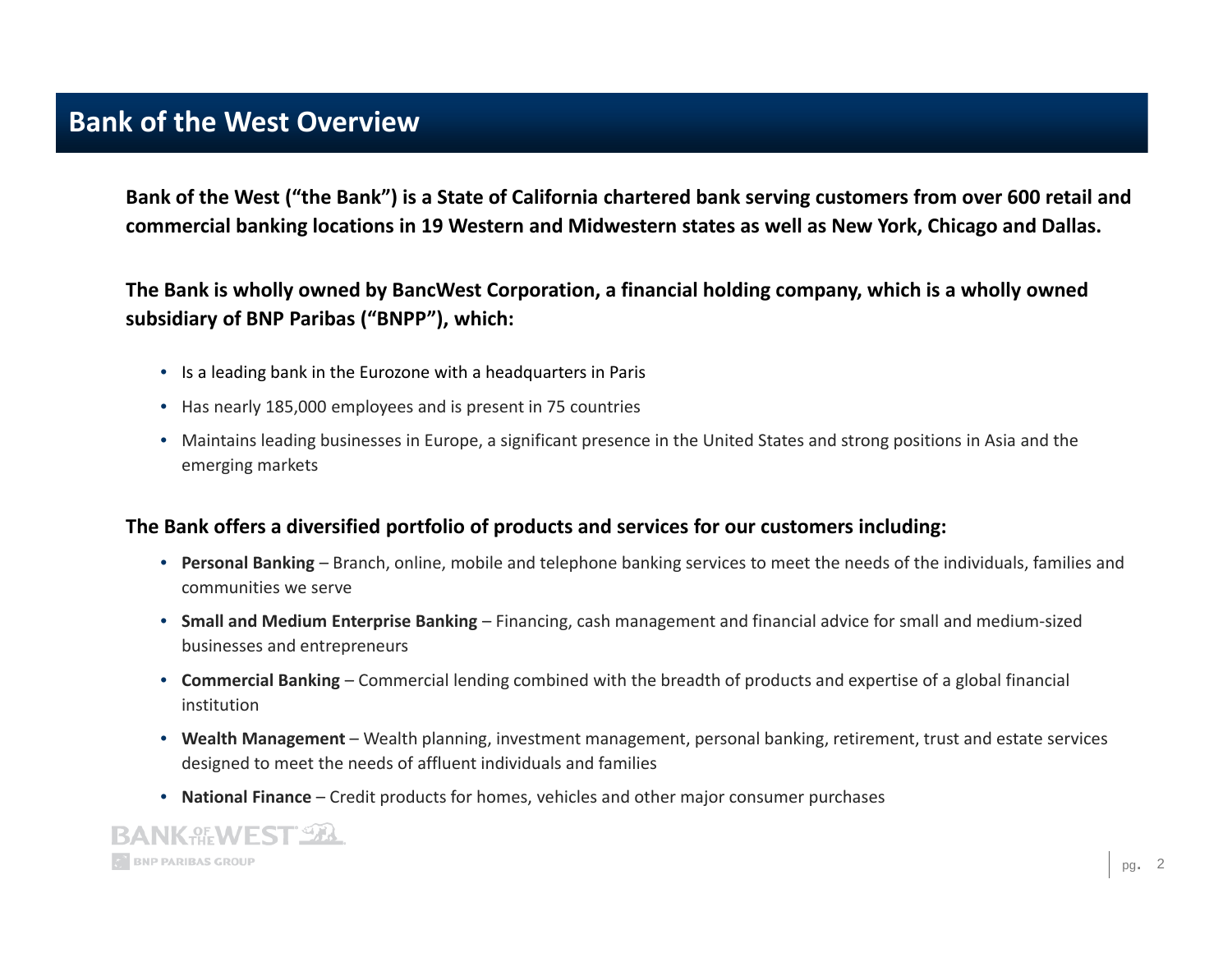# Bank of the West Overview

**Bank of the West ("the Bank") is a State of California chartered bank serving customers from over 600 retail and commercial banking locations in 19 Western and Midwestern states as well as New York, Chicago and Dallas.**

**The Bank is wholly owned by BancWest Corporation, a financial holding company, which is a wholly owned subsidiary of BNP Paribas ("BNPP"), which:**

- Is a leading bank in the Eurozone with a headquarters in Paris
- Has nearly 185,000 employees and is present in 75 countries
- Maintains leading businesses in Europe, a significant presence in the United States and strong positions in Asia and the emerging markets

**The Bank offers a diversified portfolio of products and services for our customers including:**

- **Personal Banking** – Branch, online, mobile and telephone banking services to meet the needs of the individuals, families and communities we serve
- **Small and Medium Enterprise Banking** – Financing, cash management and financial advice for small and medium-sized businesses and entrepreneurs
- **Commercial Banking** – Commercial lending combined with the breadth of products and expertise of a global financial institution
- **Wealth Management** – Wealth planning, investment management, personal banking, retirement, trust and estate services designed to meet the needs of affluent individuals and families
- **National Finance** – Credit products for homes, vehicles and other major consumer purchases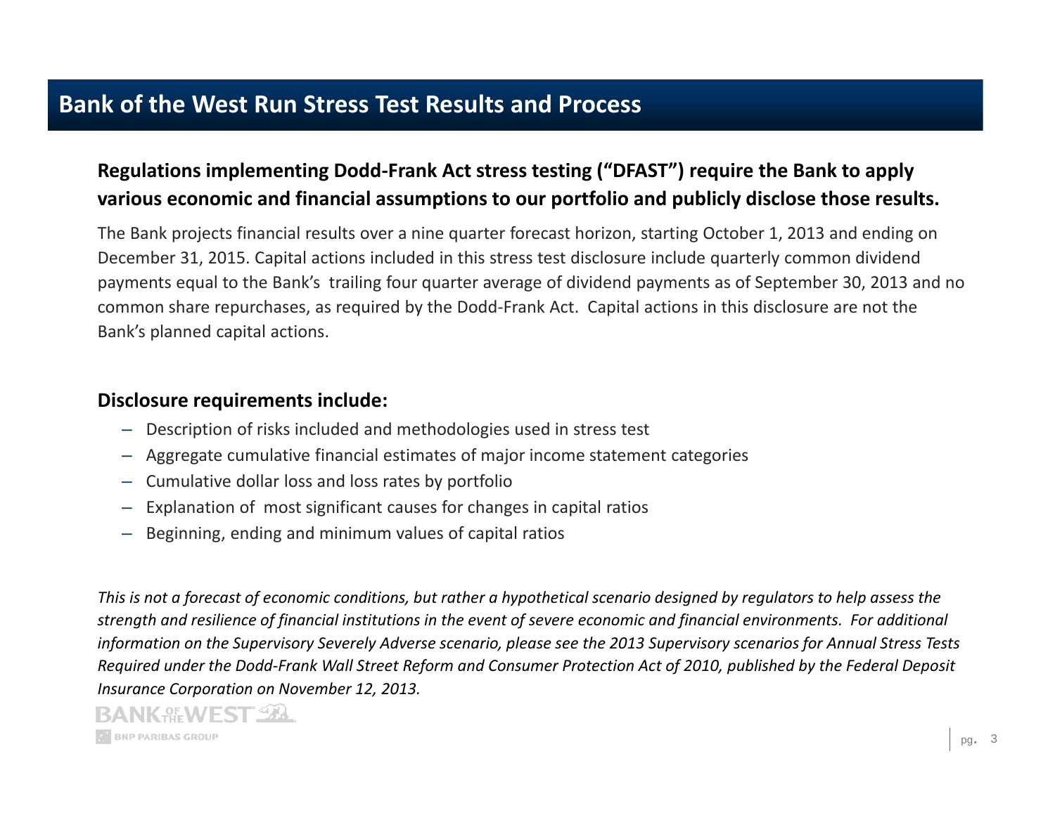# Bank of the West Run Stress Test Results and Process

**Regulations implementing Dodd-Frank Act stress testing ("DFAST") require the Bank to apply various economic and financial assumptions to our portfolio and publicly disclose those results.**

The Bank projects financial results over a nine quarter forecast horizon, starting October 1, 2013 and ending on December 31, 2015. Capital actions included in this stress test disclosure include quarterly common dividend payments equal to the Bank's trailing four quarter average of dividend payments as of September 30, 2013 and no common share repurchases, as required by the Dodd-Frank Act. Capital actions in this disclosure are not the Bank's planned capital actions.

**Disclosure requirements include:**

- Description of risks included and methodologies used in stress test
- Aggregate cumulative financial estimates of major income statement categories
- Cumulative dollar loss and loss rates by portfolio
- Explanation of most significant causes for changes in capital ratios
- Beginning, ending and minimum values of capital ratios

*This is not a forecast of economic conditions, but rather a hypothetical scenario designed by regulators to help assess the strength and resilience of financial institutions in the event of severe economic and financial environments. For additional information on the Supervisory Severely Adverse scenario, please see the 2013 Supervisory scenarios for Annual Stress Tests Required under the Dodd-Frank Wall Street Reform and Consumer Protection Act of 2010, published by the Federal Deposit Insurance Corporation on November 12, 2013.*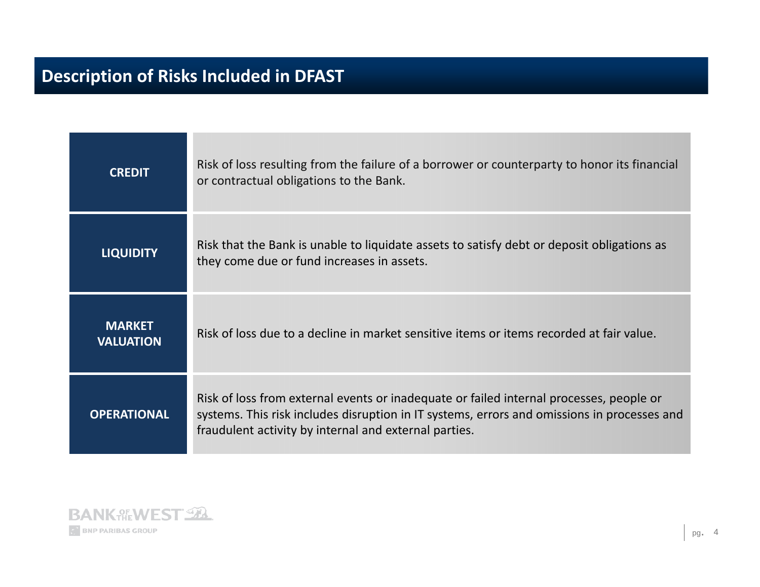## Description of Risks Included in DFAST

| | |
|---|---|
| **CREDIT** | Risk of loss resulting from the failure of a borrower or counterparty to honor its financial or contractual obligations to the Bank. |
| **LIQUIDITY** | Risk that the Bank is unable to liquidate assets to satisfy debt or deposit obligations as they come due or fund increases in assets. |
| **MARKET VALUATION** | Risk of loss due to a decline in market sensitive items or items recorded at fair value. |
| **OPERATIONAL** | Risk of loss from external events or inadequate or failed internal processes, people or systems. This risk includes disruption in IT systems, errors and omissions in processes and fraudulent activity by internal and external parties. |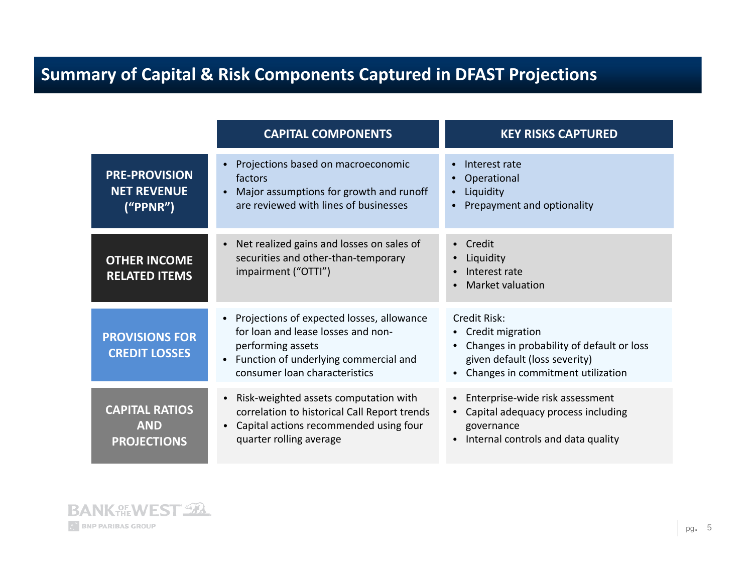## Summary of Capital & Risk Components Captured in DFAST Projections

| | CAPITAL COMPONENTS | KEY RISKS CAPTURED |
|---|---|---|
| **PRE-PROVISION NET REVENUE (“PPNR”)** | • Projections based on macroeconomic factors<br>• Major assumptions for growth and runoff are reviewed with lines of businesses | • Interest rate<br>• Operational<br>• Liquidity<br>• Prepayment and optionality |
| **OTHER INCOME RELATED ITEMS** | • Net realized gains and losses on sales of securities and other-than-temporary impairment (“OTTI”) | • Credit<br>• Liquidity<br>• Interest rate<br>• Market valuation |
| **PROVISIONS FOR CREDIT LOSSES** | • Projections of expected losses, allowance for loan and lease losses and non-performing assets<br>• Function of underlying commercial and consumer loan characteristics | Credit Risk:<br>• Credit migration<br>• Changes in probability of default or loss given default (loss severity)<br>• Changes in commitment utilization |
| **CAPITAL RATIOS AND PROJECTIONS** | • Risk-weighted assets computation with correlation to historical Call Report trends<br>• Capital actions recommended using four quarter rolling average | • Enterprise-wide risk assessment<br>• Capital adequacy process including governance<br>• Internal controls and data quality |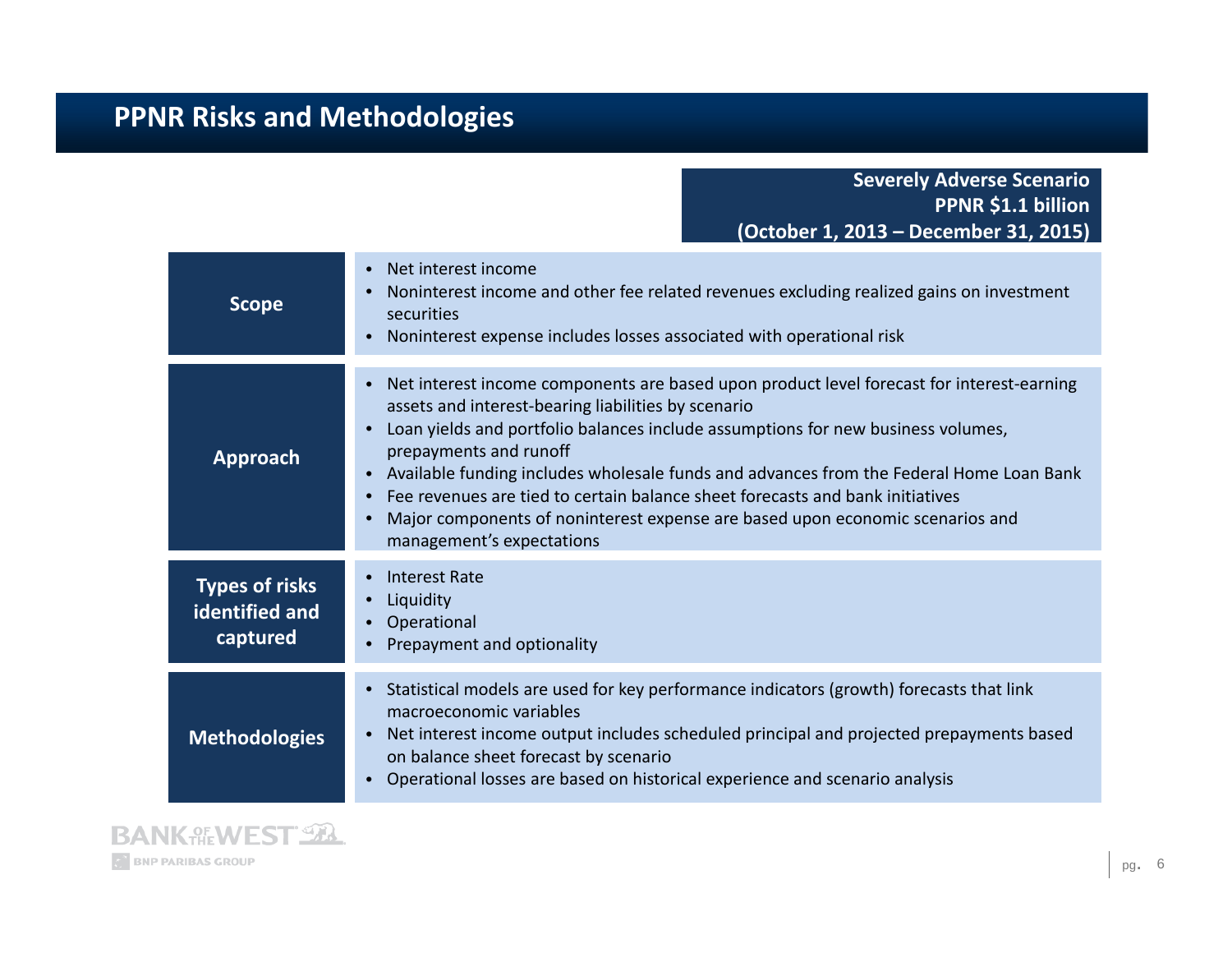# PPNR Risks and Methodologies

**Severely Adverse Scenario**
**PPNR $1.1 billion**
**(October 1, 2013 – December 31, 2015)**

| | |
|---|---|
| **Scope** | • Net interest income<br>• Noninterest income and other fee related revenues excluding realized gains on investment securities<br>• Noninterest expense includes losses associated with operational risk |
| **Approach** | • Net interest income components are based upon product level forecast for interest-earning assets and interest-bearing liabilities by scenario<br>• Loan yields and portfolio balances include assumptions for new business volumes, prepayments and runoff<br>• Available funding includes wholesale funds and advances from the Federal Home Loan Bank<br>• Fee revenues are tied to certain balance sheet forecasts and bank initiatives<br>• Major components of noninterest expense are based upon economic scenarios and management's expectations |
| **Types of risks identified and captured** | • Interest Rate<br>• Liquidity<br>• Operational<br>• Prepayment and optionality |
| **Methodologies** | • Statistical models are used for key performance indicators (growth) forecasts that link macroeconomic variables<br>• Net interest income output includes scheduled principal and projected prepayments based on balance sheet forecast by scenario<br>• Operational losses are based on historical experience and scenario analysis |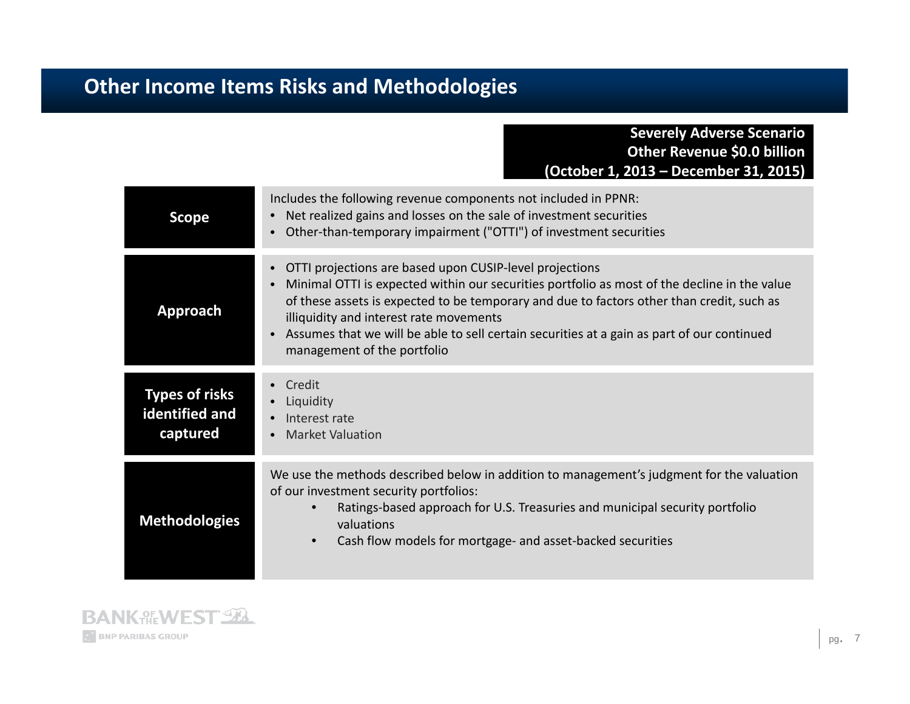# Other Income Items Risks and Methodologies

**Severely Adverse Scenario**
**Other Revenue $0.0 billion**
**(October 1, 2013 – December 31, 2015)**

| | |
|---|---|
| **Scope** | Includes the following revenue components not included in PPNR:<br>• Net realized gains and losses on the sale of investment securities<br>• Other-than-temporary impairment ("OTTI") of investment securities |
| **Approach** | • OTTI projections are based upon CUSIP-level projections<br>• Minimal OTTI is expected within our securities portfolio as most of the decline in the value of these assets is expected to be temporary and due to factors other than credit, such as illiquidity and interest rate movements<br>• Assumes that we will be able to sell certain securities at a gain as part of our continued management of the portfolio |
| **Types of risks identified and captured** | • Credit<br>• Liquidity<br>• Interest rate<br>• Market Valuation |
| **Methodologies** | We use the methods described below in addition to management's judgment for the valuation of our investment security portfolios:<br>• Ratings-based approach for U.S. Treasuries and municipal security portfolio valuations<br>• Cash flow models for mortgage- and asset-backed securities |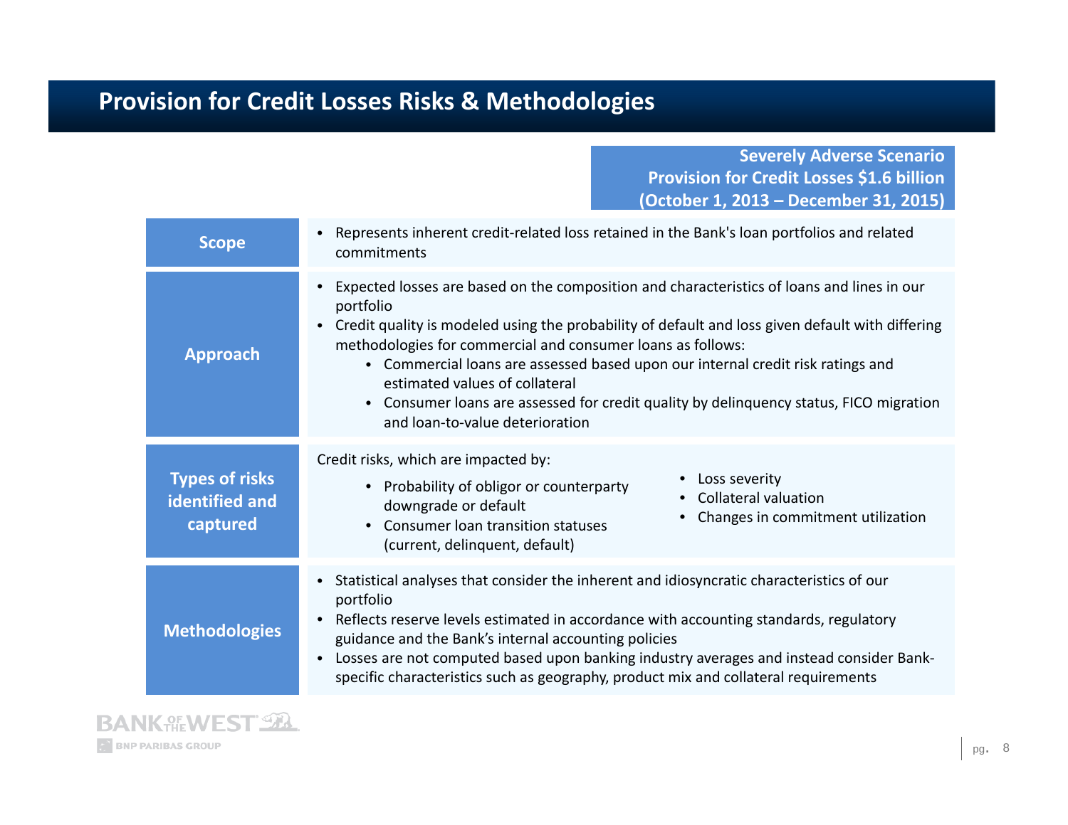# Provision for Credit Losses Risks & Methodologies

**Severely Adverse Scenario**
**Provision for Credit Losses $1.6 billion**
**(October 1, 2013 – December 31, 2015)**

| | |
|---|---|
| **Scope** | • Represents inherent credit-related loss retained in the Bank's loan portfolios and related commitments |
| **Approach** | • Expected losses are based on the composition and characteristics of loans and lines in our portfolio<br>• Credit quality is modeled using the probability of default and loss given default with differing methodologies for commercial and consumer loans as follows:<br>&nbsp;&nbsp;&nbsp;&nbsp;• Commercial loans are assessed based upon our internal credit risk ratings and estimated values of collateral<br>&nbsp;&nbsp;&nbsp;&nbsp;• Consumer loans are assessed for credit quality by delinquency status, FICO migration and loan-to-value deterioration |
| **Types of risks identified and captured** | Credit risks, which are impacted by:<br>&nbsp;&nbsp;&nbsp;&nbsp;• Probability of obligor or counterparty downgrade or default<br>&nbsp;&nbsp;&nbsp;&nbsp;• Consumer loan transition statuses (current, delinquent, default)<br>&nbsp;&nbsp;&nbsp;&nbsp;• Loss severity<br>&nbsp;&nbsp;&nbsp;&nbsp;• Collateral valuation<br>&nbsp;&nbsp;&nbsp;&nbsp;• Changes in commitment utilization |
| **Methodologies** | • Statistical analyses that consider the inherent and idiosyncratic characteristics of our portfolio<br>• Reflects reserve levels estimated in accordance with accounting standards, regulatory guidance and the Bank's internal accounting policies<br>• Losses are not computed based upon banking industry averages and instead consider Bank-specific characteristics such as geography, product mix and collateral requirements |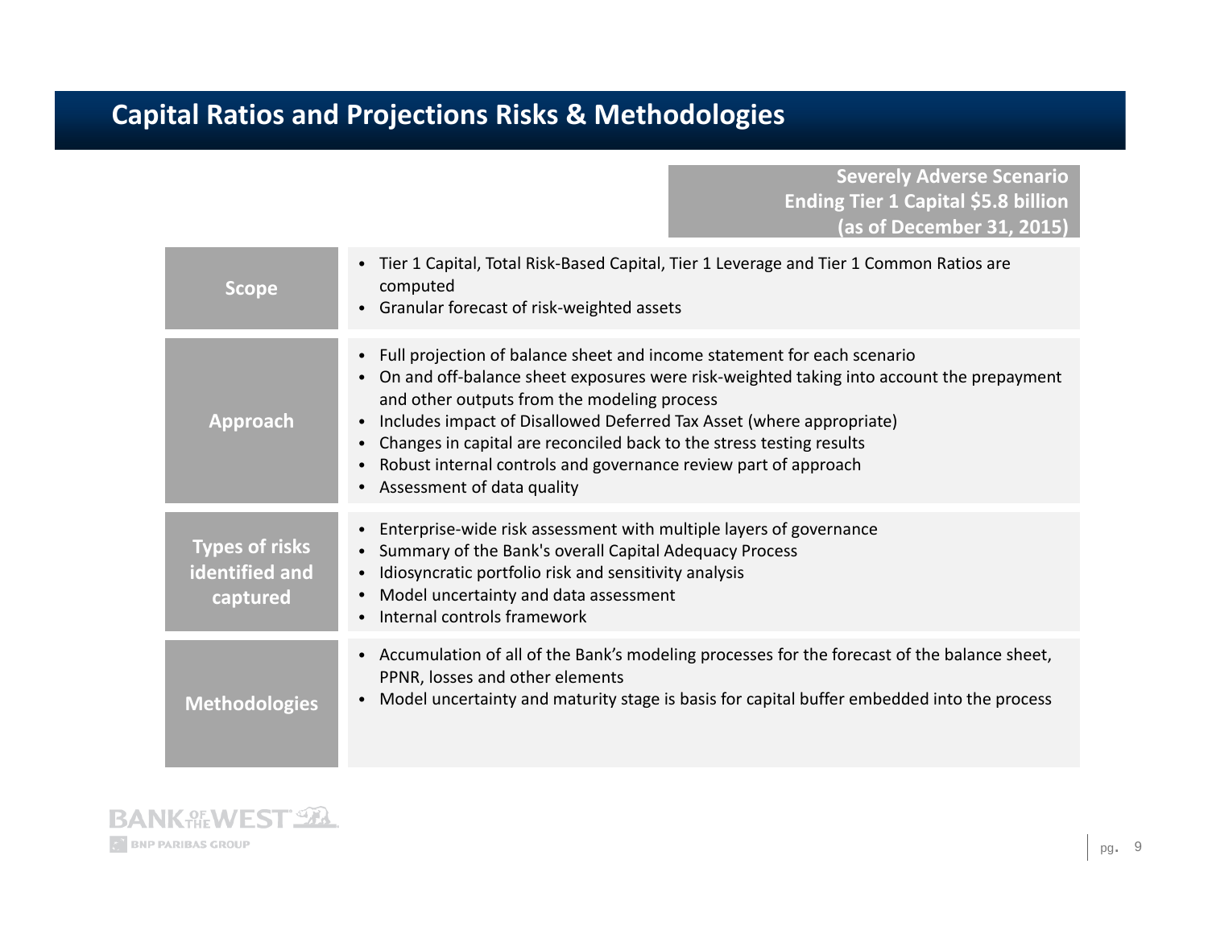# Capital Ratios and Projections Risks & Methodologies

**Severely Adverse Scenario**
**Ending Tier 1 Capital $5.8 billion**
**(as of December 31, 2015)**

| | |
|---|---|
| **Scope** | • Tier 1 Capital, Total Risk-Based Capital, Tier 1 Leverage and Tier 1 Common Ratios are computed<br>• Granular forecast of risk-weighted assets |
| **Approach** | • Full projection of balance sheet and income statement for each scenario<br>• On and off-balance sheet exposures were risk-weighted taking into account the prepayment and other outputs from the modeling process<br>• Includes impact of Disallowed Deferred Tax Asset (where appropriate)<br>• Changes in capital are reconciled back to the stress testing results<br>• Robust internal controls and governance review part of approach<br>• Assessment of data quality |
| **Types of risks identified and captured** | • Enterprise-wide risk assessment with multiple layers of governance<br>• Summary of the Bank's overall Capital Adequacy Process<br>• Idiosyncratic portfolio risk and sensitivity analysis<br>• Model uncertainty and data assessment<br>• Internal controls framework |
| **Methodologies** | • Accumulation of all of the Bank's modeling processes for the forecast of the balance sheet, PPNR, losses and other elements<br>• Model uncertainty and maturity stage is basis for capital buffer embedded into the process |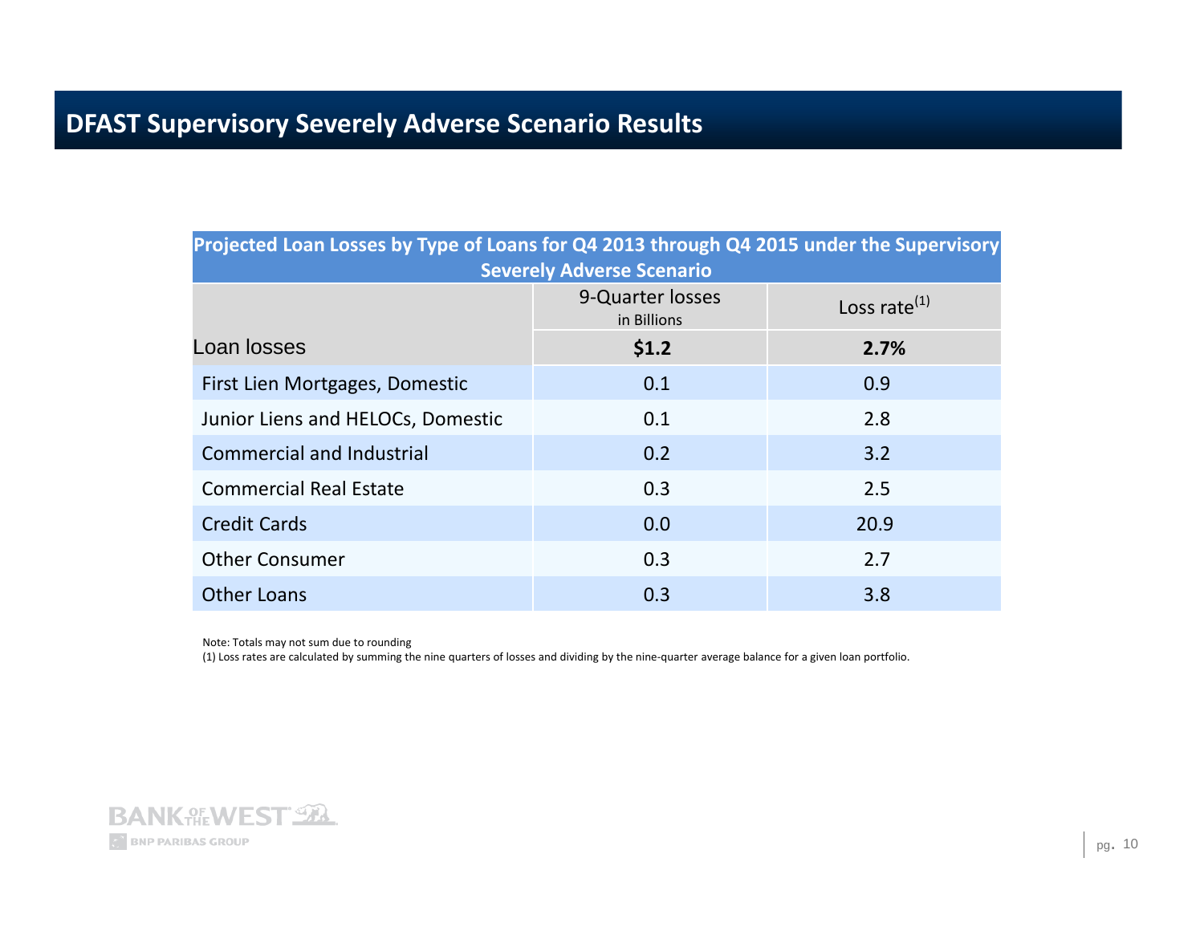# DFAST Supervisory Severely Adverse Scenario Results

**Projected Loan Losses by Type of Loans for Q4 2013 through Q4 2015 under the Supervisory Severely Adverse Scenario**

| | 9-Quarter losses in Billions | Loss rate(1) |
|---|---|---|
| Loan losses | **$1.2** | **2.7%** |
| First Lien Mortgages, Domestic | 0.1 | 0.9 |
| Junior Liens and HELOCs, Domestic | 0.1 | 2.8 |
| Commercial and Industrial | 0.2 | 3.2 |
| Commercial Real Estate | 0.3 | 2.5 |
| Credit Cards | 0.0 | 20.9 |
| Other Consumer | 0.3 | 2.7 |
| Other Loans | 0.3 | 3.8 |

Note: Totals may not sum due to rounding

(1) Loss rates are calculated by summing the nine quarters of losses and dividing by the nine-quarter average balance for a given loan portfolio.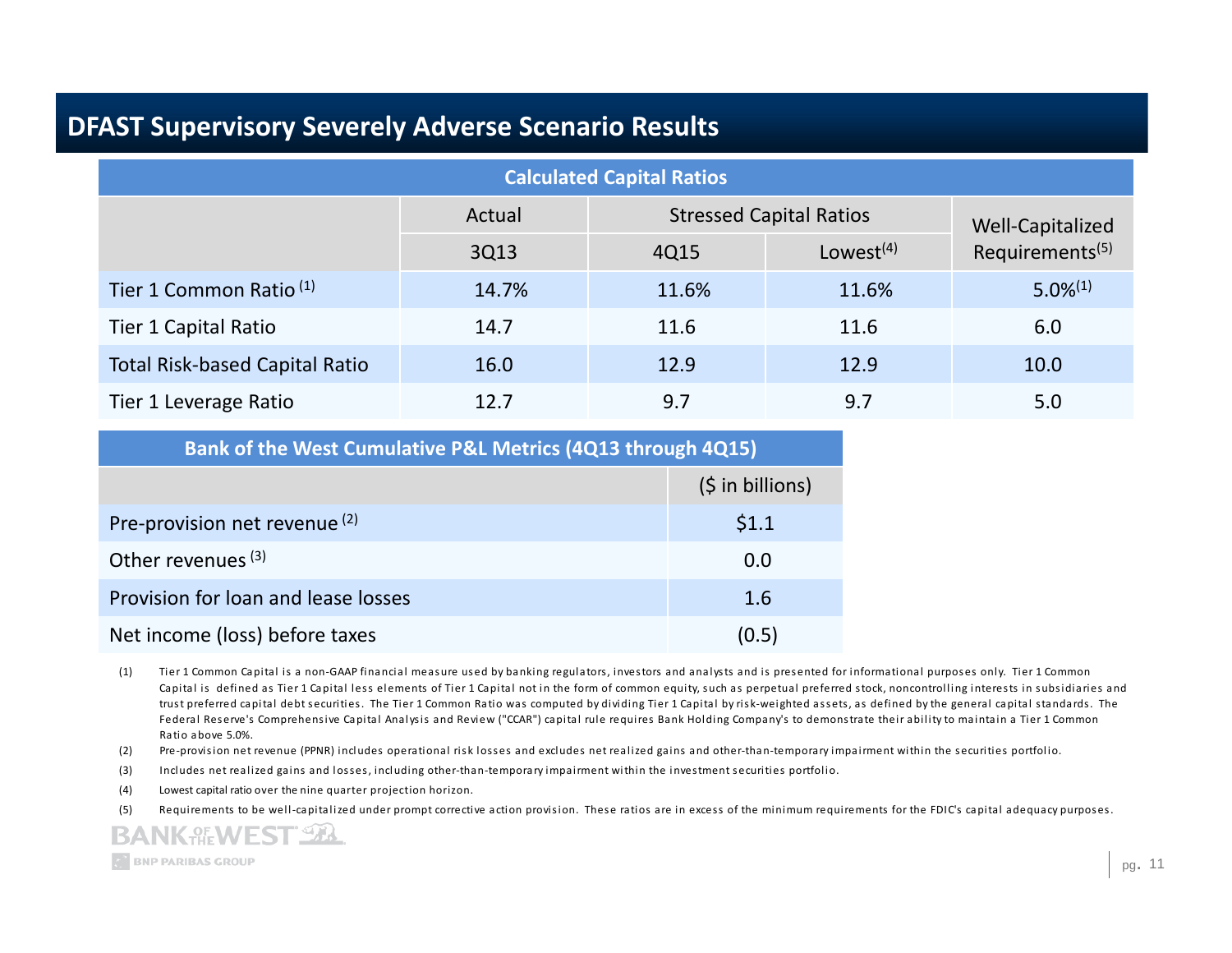# DFAST Supervisory Severely Adverse Scenario Results

| Calculated Capital Ratios | Actual | Stressed Capital Ratios | | Well-Capitalized Requirements[5] |
|---|---|---|---|---|
| | 3Q13 | 4Q15 | Lowest[4] | |
| Tier 1 Common Ratio [1] | 14.7% | 11.6% | 11.6% | 5.0%[1] |
| Tier 1 Capital Ratio | 14.7 | 11.6 | 11.6 | 6.0 |
| Total Risk-based Capital Ratio | 16.0 | 12.9 | 12.9 | 10.0 |
| Tier 1 Leverage Ratio | 12.7 | 9.7 | 9.7 | 5.0 |

| Bank of the West Cumulative P&L Metrics (4Q13 through 4Q15) | ($ in billions) |
|---|---|
| Pre-provision net revenue [2] | $1.1 |
| Other revenues [3] | 0.0 |
| Provision for loan and lease losses | 1.6 |
| Net income (loss) before taxes | (0.5) |

(1) Tier 1 Common Capital is a non-GAAP financial measure used by banking regulators, investors and analysts and is presented for informational purposes only. Tier 1 Common Capital is defined as Tier 1 Capital less elements of Tier 1 Capital not in the form of common equity, such as perpetual preferred stock, noncontrolling interests in subsidiaries and trust preferred capital debt securities. The Tier 1 Common Ratio was computed by dividing Tier 1 Capital by risk-weighted assets, as defined by the general capital standards. The Federal Reserve's Comprehensive Capital Analysis and Review ("CCAR") capital rule requires Bank Holding Company's to demonstrate their ability to maintain a Tier 1 Common Ratio above 5.0%.

(2) Pre-provision net revenue (PPNR) includes operational risk losses and excludes net realized gains and other-than-temporary impairment within the securities portfolio.

(3) Includes net realized gains and losses, including other-than-temporary impairment within the investment securities portfolio.

(4) Lowest capital ratio over the nine quarter projection horizon.

(5) Requirements to be well-capitalized under prompt corrective action provision. These ratios are in excess of the minimum requirements for the FDIC's capital adequacy purposes.

BANK OF THE WEST
BNP PARIBAS GROUP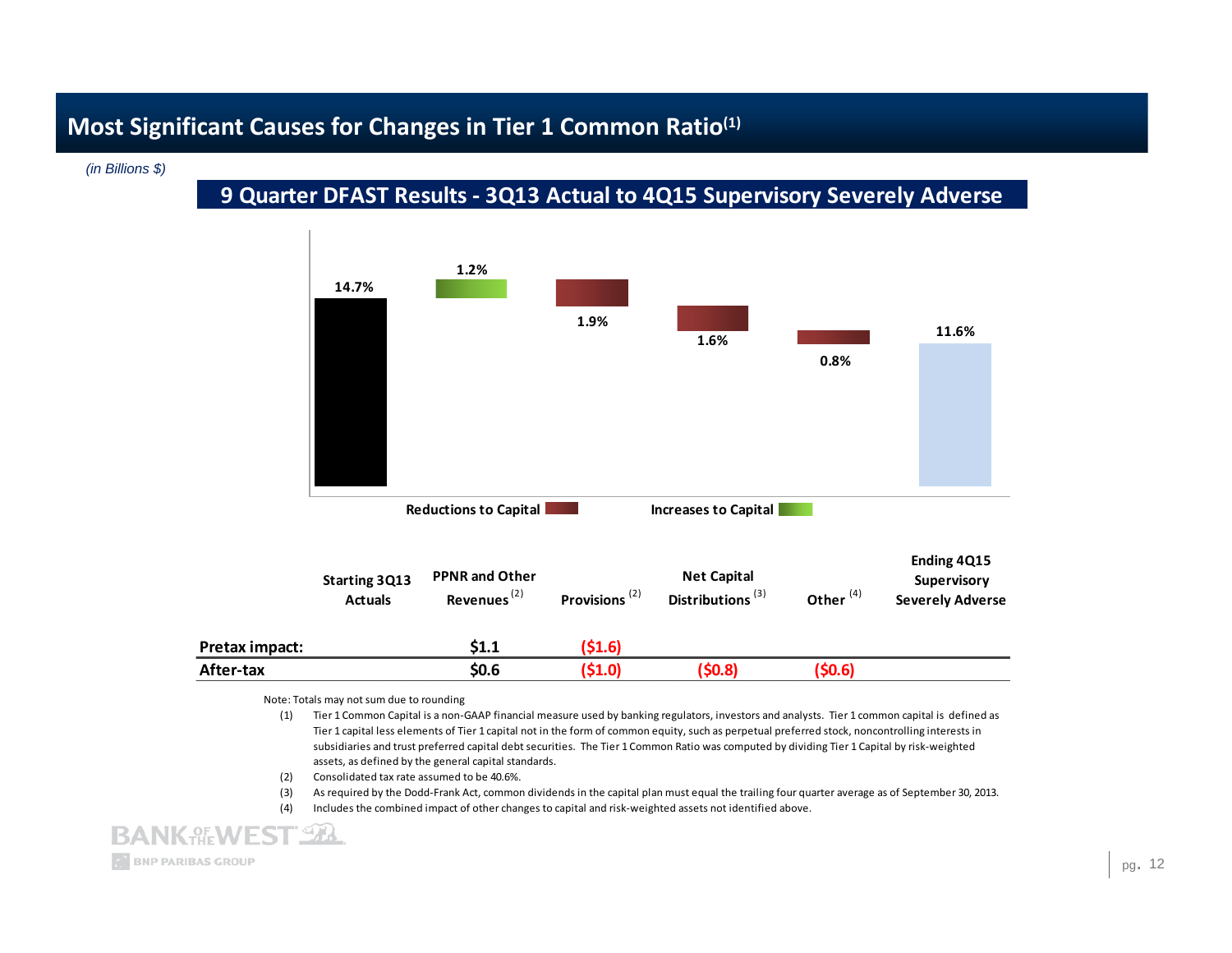## Most Significant Causes for Changes in Tier 1 Common Ratio[(1)]

*(in Billions $)*

### 9 Quarter DFAST Results - 3Q13 Actual to 4Q15 Supervisory Severely Adverse

14.7%
1.2%
1.9%
1.6%
0.8%
11.6%

Reductions to Capital
Increases to Capital

| | Starting 3Q13 Actuals | PPNR and Other Revenues [(2)] | Provisions [(2)] | Net Capital Distributions [(3)] | Other [(4)] | Ending 4Q15 Supervisory Severely Adverse |
|---|---|---|---|---|---|---|
| **Pretax impact:** | | $1.1 | ($1.6) | | | |
| **After-tax** | | $0.6 | ($1.0) | ($0.8) | ($0.6) | |

Note: Totals may not sum due to rounding

(1) Tier 1 Common Capital is a non-GAAP financial measure used by banking regulators, investors and analysts. Tier 1 common capital is defined as Tier 1 capital less elements of Tier 1 capital not in the form of common equity, such as perpetual preferred stock, noncontrolling interests in subsidiaries and trust preferred capital debt securities. The Tier 1 Common Ratio was computed by dividing Tier 1 Capital by risk-weighted assets, as defined by the general capital standards.

(2) Consolidated tax rate assumed to be 40.6%.

(3) As required by the Dodd-Frank Act, common dividends in the capital plan must equal the trailing four quarter average as of September 30, 2013.

(4) Includes the combined impact of other changes to capital and risk-weighted assets not identified above.